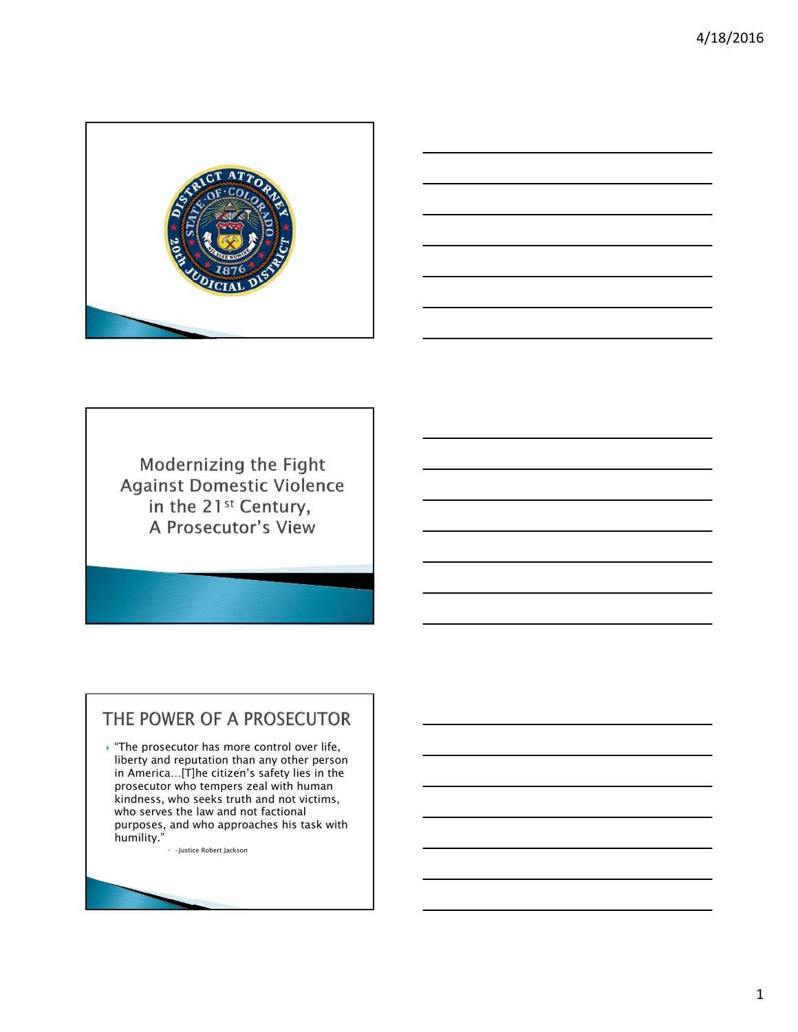Modernizing the Fight Against Domestic Violence in the 21st Century, A Prosecutor's View

## THE POWER OF A PROSECUTOR

- "The prosecutor has more control over life, liberty and reputation than any other person in America…[T]he citizen's safety lies in the prosecutor who tempers zeal with human kindness, who seeks truth and not victims, who serves the law and not factional purposes, and who approaches his task with humility."
  - –Justice Robert Jackson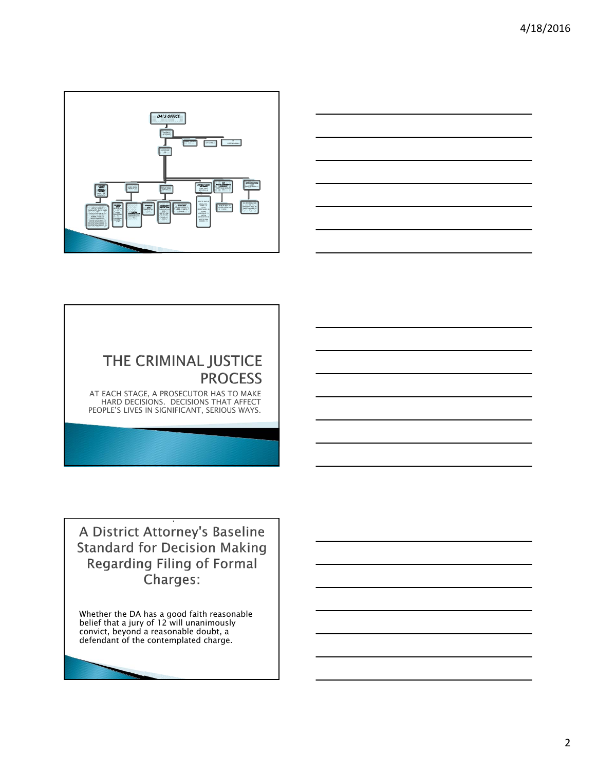DA'S OFFICE

# THE CRIMINAL JUSTICE PROCESS

AT EACH STAGE, A PROSECUTOR HAS TO MAKE HARD DECISIONS. DECISIONS THAT AFFECT PEOPLE'S LIVES IN SIGNIFICANT, SERIOUS WAYS.

# A District Attorney's Baseline Standard for Decision Making Regarding Filing of Formal Charges:

Whether the DA has a good faith reasonable belief that a jury of 12 will unanimously convict, beyond a reasonable doubt, a defendant of the contemplated charge.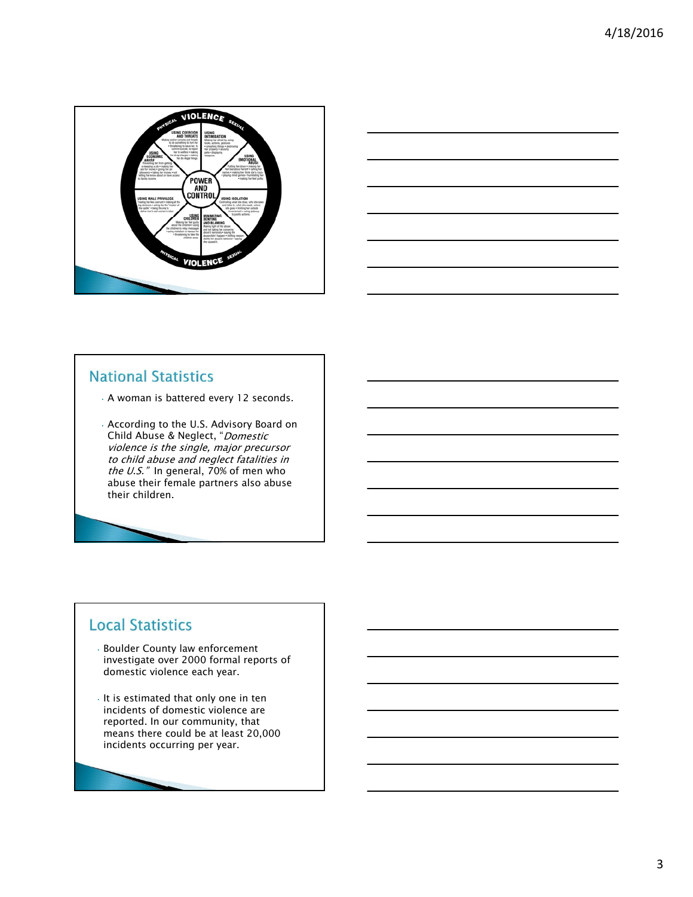## National Statistics

- A woman is battered every 12 seconds.
- According to the U.S. Advisory Board on Child Abuse & Neglect, "*Domestic violence is the single, major precursor to child abuse and neglect fatalities in the U.S.*" In general, 70% of men who abuse their female partners also abuse their children.

## Local Statistics

- Boulder County law enforcement investigate over 2000 formal reports of domestic violence each year.
- It is estimated that only one in ten incidents of domestic violence are reported. In our community, that means there could be at least 20,000 incidents occurring per year.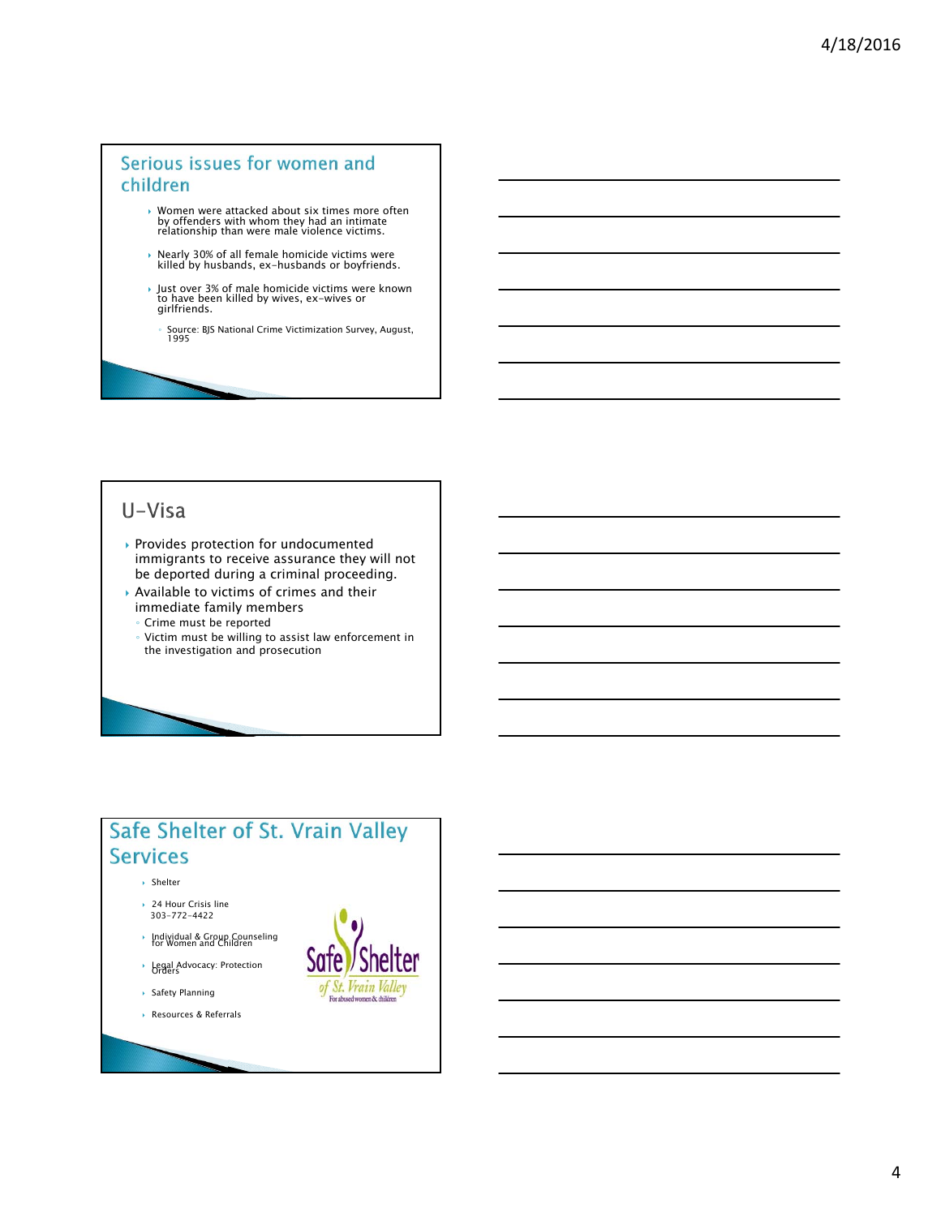## Serious issues for women and children

- Women were attacked about six times more often by offenders with whom they had an intimate relationship than were male violence victims.
- Nearly 30% of all female homicide victims were killed by husbands, ex-husbands or boyfriends.
- Just over 3% of male homicide victims were known to have been killed by wives, ex-wives or girlfriends.
  - Source: BJS National Crime Victimization Survey, August, 1995

## U-Visa

- Provides protection for undocumented immigrants to receive assurance they will not be deported during a criminal proceeding.
- Available to victims of crimes and their immediate family members
  - Crime must be reported
  - Victim must be willing to assist law enforcement in the investigation and prosecution

## Safe Shelter of St. Vrain Valley Services

- Shelter
- 24 Hour Crisis line 303-772-4422
- Individual & Group Counseling for Women and Children
- Legal Advocacy: Protection Orders
- Safety Planning
- Resources & Referrals

Safe Shelter of St. Vrain Valley
For abused women & children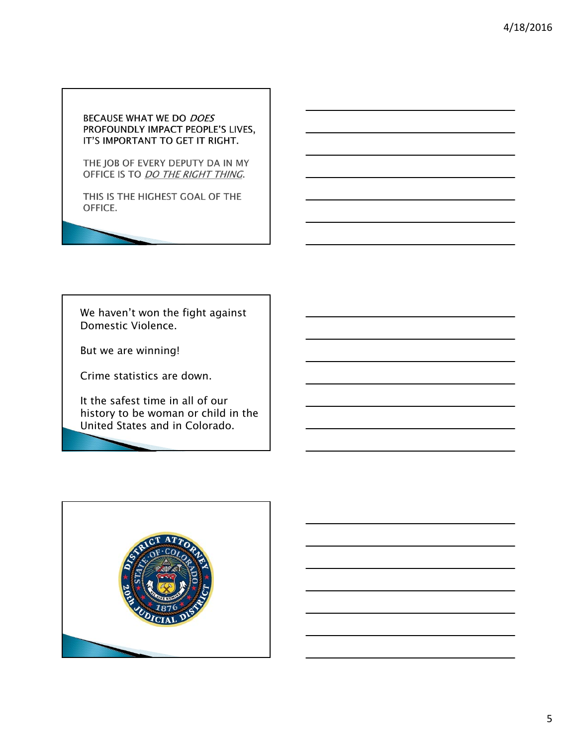BECAUSE WHAT WE DO *DOES* PROFOUNDLY IMPACT PEOPLE'S LIVES, IT'S IMPORTANT TO GET IT RIGHT.

THE JOB OF EVERY DEPUTY DA IN MY OFFICE IS TO *DO THE RIGHT THING*.

THIS IS THE HIGHEST GOAL OF THE OFFICE.

We haven't won the fight against Domestic Violence.

But we are winning!

Crime statistics are down.

It the safest time in all of our history to be woman or child in the United States and in Colorado.

DISTRICT ATTORNEY · STATE · OF · COLORADO · 20th JUDICIAL DISTRICT · 1876 · NIL SINE NUMINE